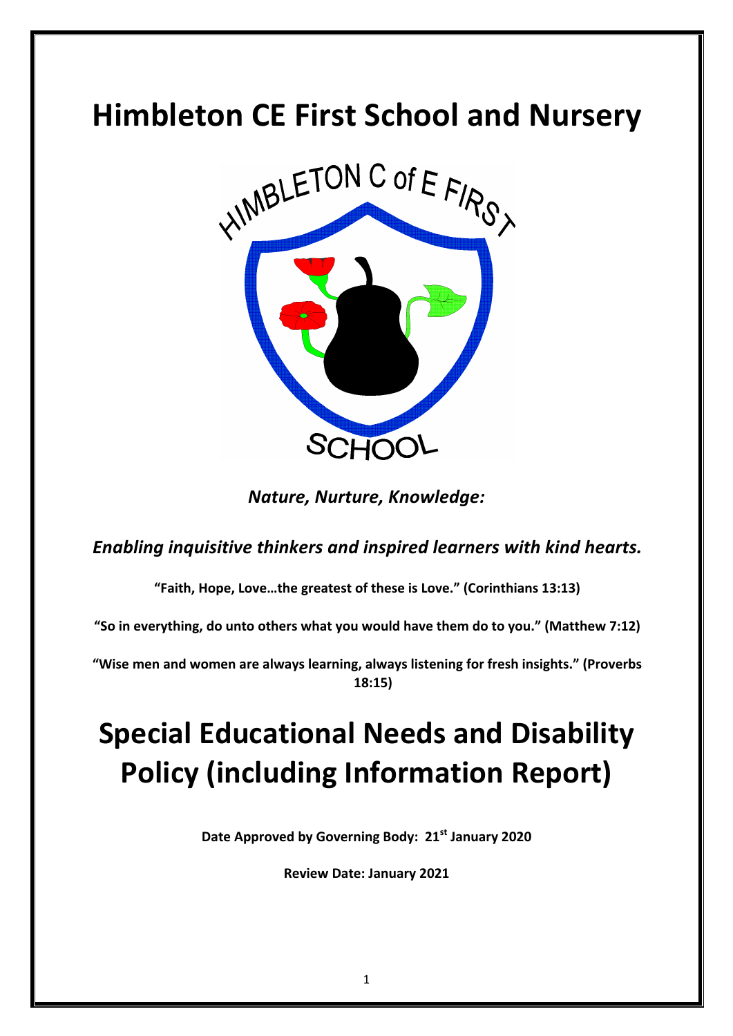# Himbleton CE First School and Nursery

*Nature, Nurture, Knowledge:*

*Enabling inquisitive thinkers and inspired learners with kind hearts.*

**"Faith, Hope, Love…the greatest of these is Love." (Corinthians 13:13)**

**"So in everything, do unto others what you would have them do to you." (Matthew 7:12)**

**"Wise men and women are always learning, always listening for fresh insights." (Proverbs 18:15)**

# Special Educational Needs and Disability Policy (including Information Report)

**Date Approved by Governing Body: 21st January 2020**

**Review Date: January 2021**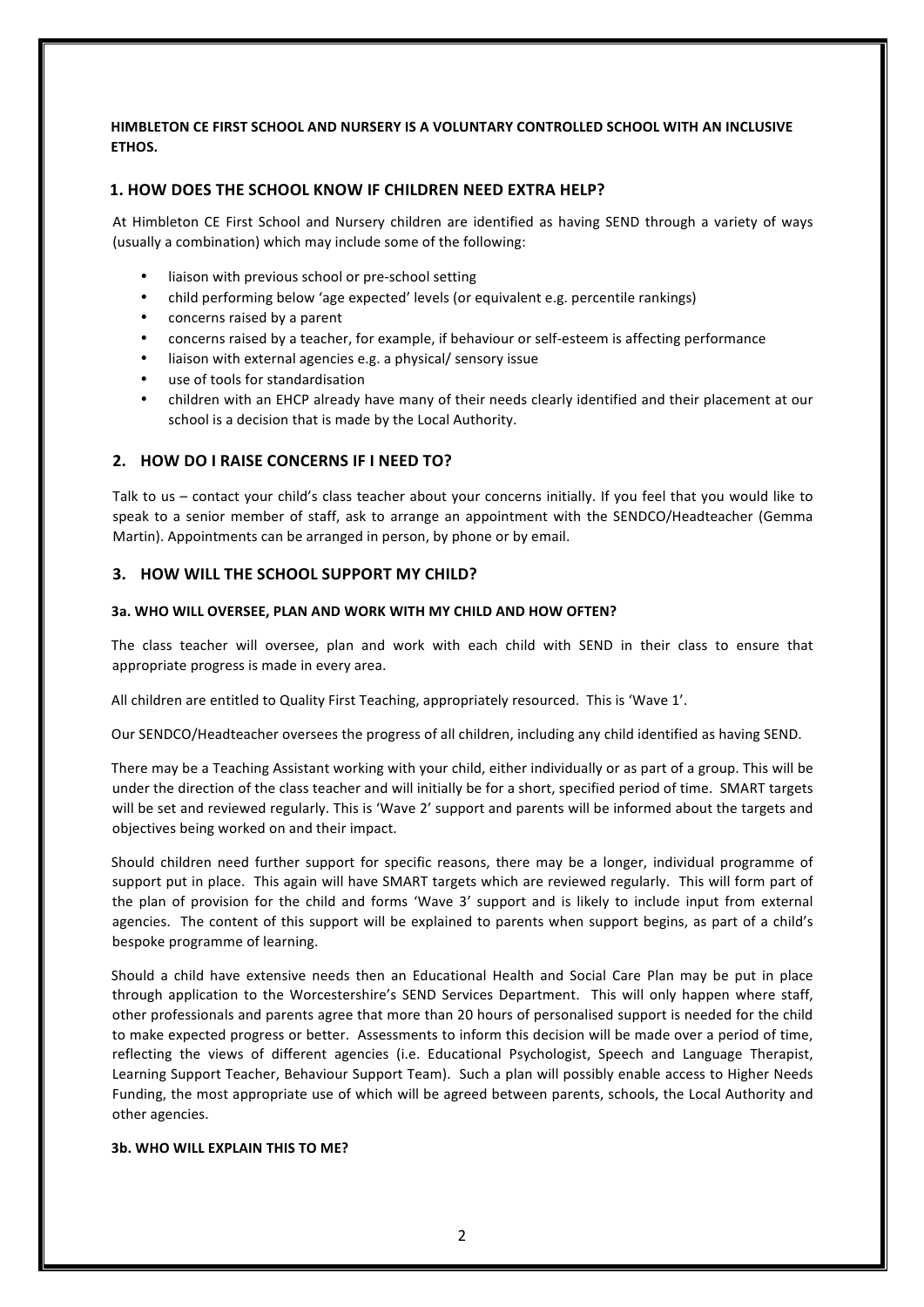**HIMBLETON CE FIRST SCHOOL AND NURSERY IS A VOLUNTARY CONTROLLED SCHOOL WITH AN INCLUSIVE ETHOS.**

## 1. HOW DOES THE SCHOOL KNOW IF CHILDREN NEED EXTRA HELP?

At Himbleton CE First School and Nursery children are identified as having SEND through a variety of ways (usually a combination) which may include some of the following:

- liaison with previous school or pre-school setting
- child performing below 'age expected' levels (or equivalent e.g. percentile rankings)
- concerns raised by a parent
- concerns raised by a teacher, for example, if behaviour or self-esteem is affecting performance
- liaison with external agencies e.g. a physical/ sensory issue
- use of tools for standardisation
- children with an EHCP already have many of their needs clearly identified and their placement at our school is a decision that is made by the Local Authority.

## 2. HOW DO I RAISE CONCERNS IF I NEED TO?

Talk to us – contact your child's class teacher about your concerns initially. If you feel that you would like to speak to a senior member of staff, ask to arrange an appointment with the SENDCO/Headteacher (Gemma Martin). Appointments can be arranged in person, by phone or by email.

## 3. HOW WILL THE SCHOOL SUPPORT MY CHILD?

### 3a. WHO WILL OVERSEE, PLAN AND WORK WITH MY CHILD AND HOW OFTEN?

The class teacher will oversee, plan and work with each child with SEND in their class to ensure that appropriate progress is made in every area.

All children are entitled to Quality First Teaching, appropriately resourced. This is 'Wave 1'.

Our SENDCO/Headteacher oversees the progress of all children, including any child identified as having SEND.

There may be a Teaching Assistant working with your child, either individually or as part of a group. This will be under the direction of the class teacher and will initially be for a short, specified period of time. SMART targets will be set and reviewed regularly. This is 'Wave 2' support and parents will be informed about the targets and objectives being worked on and their impact.

Should children need further support for specific reasons, there may be a longer, individual programme of support put in place. This again will have SMART targets which are reviewed regularly. This will form part of the plan of provision for the child and forms 'Wave 3' support and is likely to include input from external agencies. The content of this support will be explained to parents when support begins, as part of a child's bespoke programme of learning.

Should a child have extensive needs then an Educational Health and Social Care Plan may be put in place through application to the Worcestershire's SEND Services Department. This will only happen where staff, other professionals and parents agree that more than 20 hours of personalised support is needed for the child to make expected progress or better. Assessments to inform this decision will be made over a period of time, reflecting the views of different agencies (i.e. Educational Psychologist, Speech and Language Therapist, Learning Support Teacher, Behaviour Support Team). Such a plan will possibly enable access to Higher Needs Funding, the most appropriate use of which will be agreed between parents, schools, the Local Authority and other agencies.

### 3b. WHO WILL EXPLAIN THIS TO ME?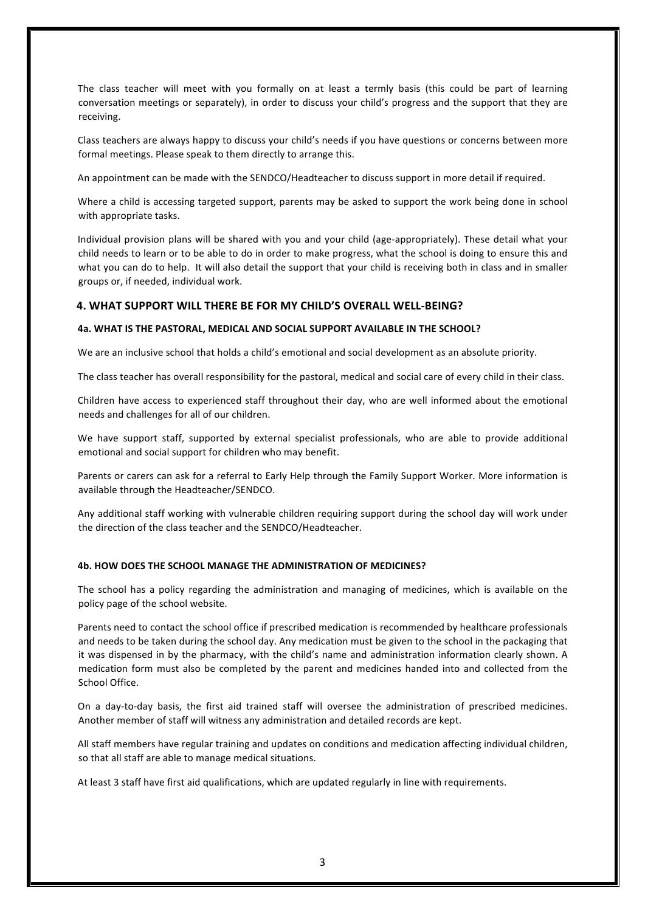The class teacher will meet with you formally on at least a termly basis (this could be part of learning conversation meetings or separately), in order to discuss your child's progress and the support that they are receiving.

Class teachers are always happy to discuss your child's needs if you have questions or concerns between more formal meetings. Please speak to them directly to arrange this.

An appointment can be made with the SENDCO/Headteacher to discuss support in more detail if required.

Where a child is accessing targeted support, parents may be asked to support the work being done in school with appropriate tasks.

Individual provision plans will be shared with you and your child (age-appropriately). These detail what your child needs to learn or to be able to do in order to make progress, what the school is doing to ensure this and what you can do to help. It will also detail the support that your child is receiving both in class and in smaller groups or, if needed, individual work.

## 4. WHAT SUPPORT WILL THERE BE FOR MY CHILD'S OVERALL WELL-BEING?

### 4a. WHAT IS THE PASTORAL, MEDICAL AND SOCIAL SUPPORT AVAILABLE IN THE SCHOOL?

We are an inclusive school that holds a child's emotional and social development as an absolute priority.

The class teacher has overall responsibility for the pastoral, medical and social care of every child in their class.

Children have access to experienced staff throughout their day, who are well informed about the emotional needs and challenges for all of our children.

We have support staff, supported by external specialist professionals, who are able to provide additional emotional and social support for children who may benefit.

Parents or carers can ask for a referral to Early Help through the Family Support Worker. More information is available through the Headteacher/SENDCO.

Any additional staff working with vulnerable children requiring support during the school day will work under the direction of the class teacher and the SENDCO/Headteacher.

### 4b. HOW DOES THE SCHOOL MANAGE THE ADMINISTRATION OF MEDICINES?

The school has a policy regarding the administration and managing of medicines, which is available on the policy page of the school website.

Parents need to contact the school office if prescribed medication is recommended by healthcare professionals and needs to be taken during the school day. Any medication must be given to the school in the packaging that it was dispensed in by the pharmacy, with the child's name and administration information clearly shown. A medication form must also be completed by the parent and medicines handed into and collected from the School Office.

On a day-to-day basis, the first aid trained staff will oversee the administration of prescribed medicines. Another member of staff will witness any administration and detailed records are kept.

All staff members have regular training and updates on conditions and medication affecting individual children, so that all staff are able to manage medical situations.

At least 3 staff have first aid qualifications, which are updated regularly in line with requirements.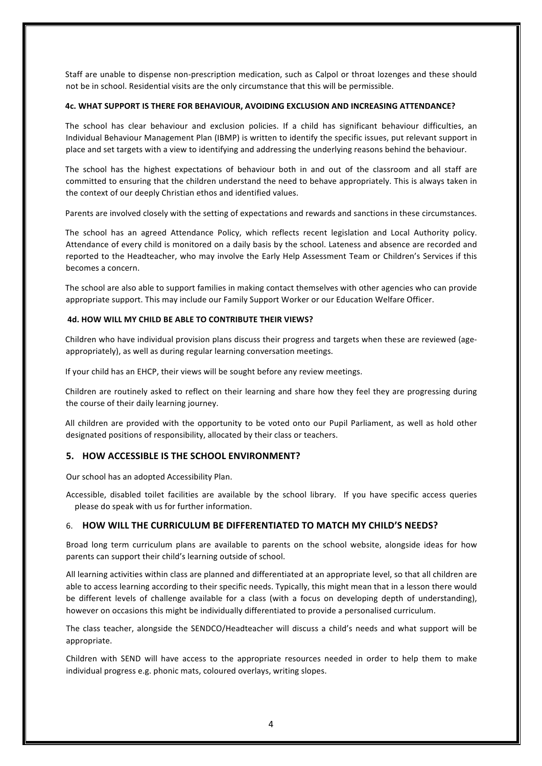Staff are unable to dispense non-prescription medication, such as Calpol or throat lozenges and these should not be in school. Residential visits are the only circumstance that this will be permissible.

#### 4c. WHAT SUPPORT IS THERE FOR BEHAVIOUR, AVOIDING EXCLUSION AND INCREASING ATTENDANCE?

The school has clear behaviour and exclusion policies. If a child has significant behaviour difficulties, an Individual Behaviour Management Plan (IBMP) is written to identify the specific issues, put relevant support in place and set targets with a view to identifying and addressing the underlying reasons behind the behaviour.

The school has the highest expectations of behaviour both in and out of the classroom and all staff are committed to ensuring that the children understand the need to behave appropriately. This is always taken in the context of our deeply Christian ethos and identified values.

Parents are involved closely with the setting of expectations and rewards and sanctions in these circumstances.

The school has an agreed Attendance Policy, which reflects recent legislation and Local Authority policy. Attendance of every child is monitored on a daily basis by the school. Lateness and absence are recorded and reported to the Headteacher, who may involve the Early Help Assessment Team or Children's Services if this becomes a concern.

The school are also able to support families in making contact themselves with other agencies who can provide appropriate support. This may include our Family Support Worker or our Education Welfare Officer.

#### 4d. HOW WILL MY CHILD BE ABLE TO CONTRIBUTE THEIR VIEWS?

Children who have individual provision plans discuss their progress and targets when these are reviewed (age-appropriately), as well as during regular learning conversation meetings.

If your child has an EHCP, their views will be sought before any review meetings.

Children are routinely asked to reflect on their learning and share how they feel they are progressing during the course of their daily learning journey.

All children are provided with the opportunity to be voted onto our Pupil Parliament, as well as hold other designated positions of responsibility, allocated by their class or teachers.

## 5. HOW ACCESSIBLE IS THE SCHOOL ENVIRONMENT?

Our school has an adopted Accessibility Plan.

Accessible, disabled toilet facilities are available by the school library. If you have specific access queries please do speak with us for further information.

## 6. HOW WILL THE CURRICULUM BE DIFFERENTIATED TO MATCH MY CHILD'S NEEDS?

Broad long term curriculum plans are available to parents on the school website, alongside ideas for how parents can support their child's learning outside of school.

All learning activities within class are planned and differentiated at an appropriate level, so that all children are able to access learning according to their specific needs. Typically, this might mean that in a lesson there would be different levels of challenge available for a class (with a focus on developing depth of understanding), however on occasions this might be individually differentiated to provide a personalised curriculum.

The class teacher, alongside the SENDCO/Headteacher will discuss a child's needs and what support will be appropriate.

Children with SEND will have access to the appropriate resources needed in order to help them to make individual progress e.g. phonic mats, coloured overlays, writing slopes.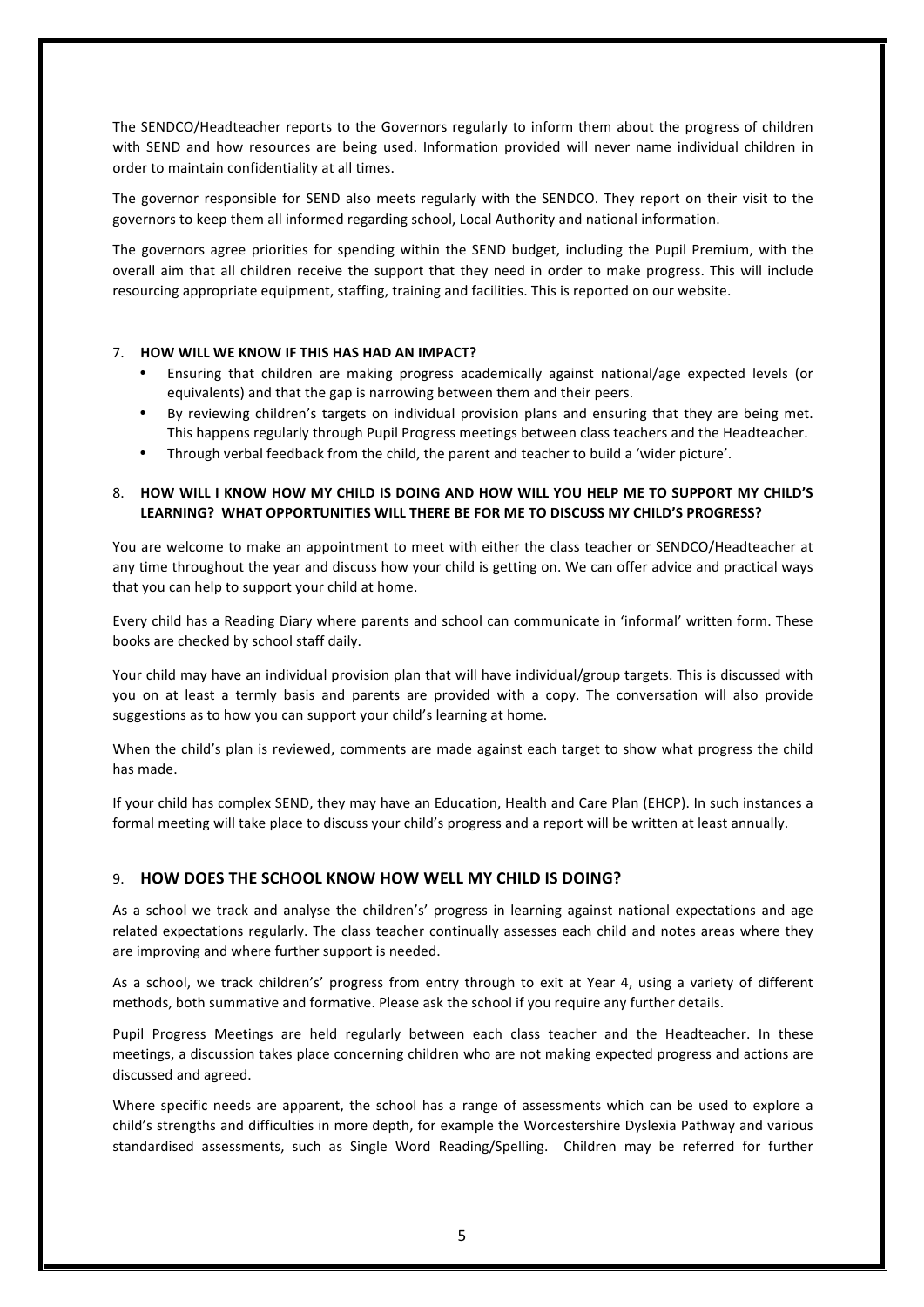The SENDCO/Headteacher reports to the Governors regularly to inform them about the progress of children with SEND and how resources are being used. Information provided will never name individual children in order to maintain confidentiality at all times.

The governor responsible for SEND also meets regularly with the SENDCO. They report on their visit to the governors to keep them all informed regarding school, Local Authority and national information.

The governors agree priorities for spending within the SEND budget, including the Pupil Premium, with the overall aim that all children receive the support that they need in order to make progress. This will include resourcing appropriate equipment, staffing, training and facilities. This is reported on our website.

## 7. HOW WILL WE KNOW IF THIS HAS HAD AN IMPACT?

- Ensuring that children are making progress academically against national/age expected levels (or equivalents) and that the gap is narrowing between them and their peers.
- By reviewing children's targets on individual provision plans and ensuring that they are being met. This happens regularly through Pupil Progress meetings between class teachers and the Headteacher.
- Through verbal feedback from the child, the parent and teacher to build a 'wider picture'.

## 8. HOW WILL I KNOW HOW MY CHILD IS DOING AND HOW WILL YOU HELP ME TO SUPPORT MY CHILD'S LEARNING? WHAT OPPORTUNITIES WILL THERE BE FOR ME TO DISCUSS MY CHILD'S PROGRESS?

You are welcome to make an appointment to meet with either the class teacher or SENDCO/Headteacher at any time throughout the year and discuss how your child is getting on. We can offer advice and practical ways that you can help to support your child at home.

Every child has a Reading Diary where parents and school can communicate in 'informal' written form. These books are checked by school staff daily.

Your child may have an individual provision plan that will have individual/group targets. This is discussed with you on at least a termly basis and parents are provided with a copy. The conversation will also provide suggestions as to how you can support your child's learning at home.

When the child's plan is reviewed, comments are made against each target to show what progress the child has made.

If your child has complex SEND, they may have an Education, Health and Care Plan (EHCP). In such instances a formal meeting will take place to discuss your child's progress and a report will be written at least annually.

## 9. HOW DOES THE SCHOOL KNOW HOW WELL MY CHILD IS DOING?

As a school we track and analyse the children's' progress in learning against national expectations and age related expectations regularly. The class teacher continually assesses each child and notes areas where they are improving and where further support is needed.

As a school, we track children's' progress from entry through to exit at Year 4, using a variety of different methods, both summative and formative. Please ask the school if you require any further details.

Pupil Progress Meetings are held regularly between each class teacher and the Headteacher. In these meetings, a discussion takes place concerning children who are not making expected progress and actions are discussed and agreed.

Where specific needs are apparent, the school has a range of assessments which can be used to explore a child's strengths and difficulties in more depth, for example the Worcestershire Dyslexia Pathway and various standardised assessments, such as Single Word Reading/Spelling. Children may be referred for further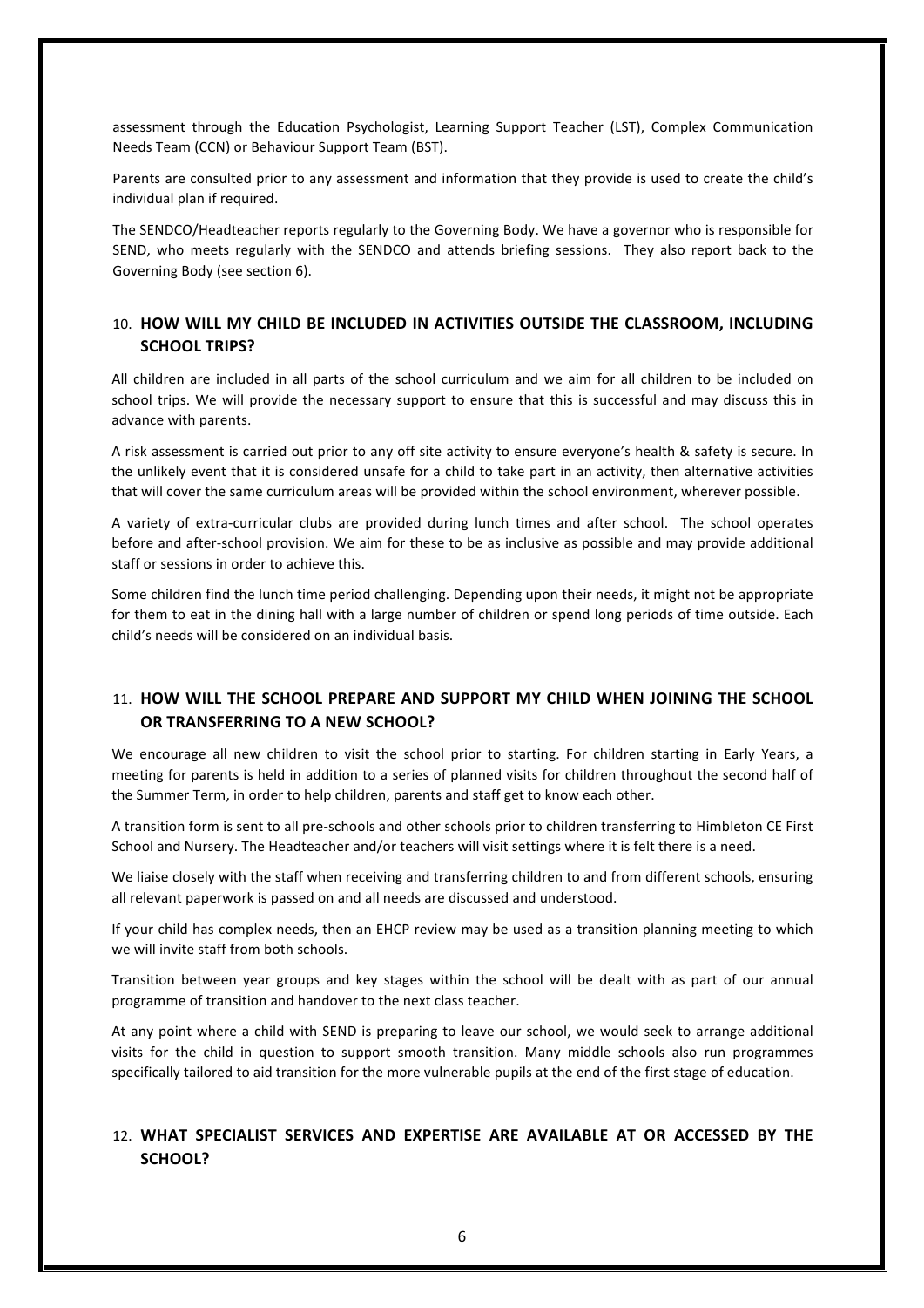assessment through the Education Psychologist, Learning Support Teacher (LST), Complex Communication Needs Team (CCN) or Behaviour Support Team (BST).

Parents are consulted prior to any assessment and information that they provide is used to create the child's individual plan if required.

The SENDCO/Headteacher reports regularly to the Governing Body. We have a governor who is responsible for SEND, who meets regularly with the SENDCO and attends briefing sessions. They also report back to the Governing Body (see section 6).

## 10. HOW WILL MY CHILD BE INCLUDED IN ACTIVITIES OUTSIDE THE CLASSROOM, INCLUDING SCHOOL TRIPS?

All children are included in all parts of the school curriculum and we aim for all children to be included on school trips. We will provide the necessary support to ensure that this is successful and may discuss this in advance with parents.

A risk assessment is carried out prior to any off site activity to ensure everyone's health & safety is secure. In the unlikely event that it is considered unsafe for a child to take part in an activity, then alternative activities that will cover the same curriculum areas will be provided within the school environment, wherever possible.

A variety of extra-curricular clubs are provided during lunch times and after school. The school operates before and after-school provision. We aim for these to be as inclusive as possible and may provide additional staff or sessions in order to achieve this.

Some children find the lunch time period challenging. Depending upon their needs, it might not be appropriate for them to eat in the dining hall with a large number of children or spend long periods of time outside. Each child's needs will be considered on an individual basis.

## 11. HOW WILL THE SCHOOL PREPARE AND SUPPORT MY CHILD WHEN JOINING THE SCHOOL OR TRANSFERRING TO A NEW SCHOOL?

We encourage all new children to visit the school prior to starting. For children starting in Early Years, a meeting for parents is held in addition to a series of planned visits for children throughout the second half of the Summer Term, in order to help children, parents and staff get to know each other.

A transition form is sent to all pre-schools and other schools prior to children transferring to Himbleton CE First School and Nursery. The Headteacher and/or teachers will visit settings where it is felt there is a need.

We liaise closely with the staff when receiving and transferring children to and from different schools, ensuring all relevant paperwork is passed on and all needs are discussed and understood.

If your child has complex needs, then an EHCP review may be used as a transition planning meeting to which we will invite staff from both schools.

Transition between year groups and key stages within the school will be dealt with as part of our annual programme of transition and handover to the next class teacher.

At any point where a child with SEND is preparing to leave our school, we would seek to arrange additional visits for the child in question to support smooth transition. Many middle schools also run programmes specifically tailored to aid transition for the more vulnerable pupils at the end of the first stage of education.

## 12. WHAT SPECIALIST SERVICES AND EXPERTISE ARE AVAILABLE AT OR ACCESSED BY THE SCHOOL?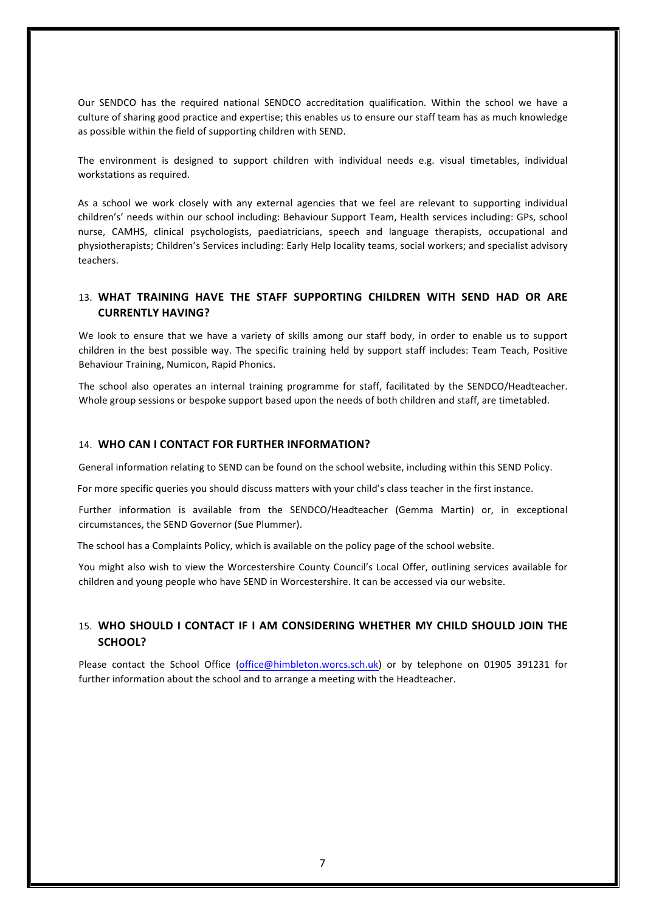Our SENDCO has the required national SENDCO accreditation qualification. Within the school we have a culture of sharing good practice and expertise; this enables us to ensure our staff team has as much knowledge as possible within the field of supporting children with SEND.

The environment is designed to support children with individual needs e.g. visual timetables, individual workstations as required.

As a school we work closely with any external agencies that we feel are relevant to supporting individual children's' needs within our school including: Behaviour Support Team, Health services including: GPs, school nurse, CAMHS, clinical psychologists, paediatricians, speech and language therapists, occupational and physiotherapists; Children's Services including: Early Help locality teams, social workers; and specialist advisory teachers.

## 13. WHAT TRAINING HAVE THE STAFF SUPPORTING CHILDREN WITH SEND HAD OR ARE CURRENTLY HAVING?

We look to ensure that we have a variety of skills among our staff body, in order to enable us to support children in the best possible way. The specific training held by support staff includes: Team Teach, Positive Behaviour Training, Numicon, Rapid Phonics.

The school also operates an internal training programme for staff, facilitated by the SENDCO/Headteacher. Whole group sessions or bespoke support based upon the needs of both children and staff, are timetabled.

## 14. WHO CAN I CONTACT FOR FURTHER INFORMATION?

General information relating to SEND can be found on the school website, including within this SEND Policy.

For more specific queries you should discuss matters with your child's class teacher in the first instance.

Further information is available from the SENDCO/Headteacher (Gemma Martin) or, in exceptional circumstances, the SEND Governor (Sue Plummer).

The school has a Complaints Policy, which is available on the policy page of the school website.

You might also wish to view the Worcestershire County Council's Local Offer, outlining services available for children and young people who have SEND in Worcestershire. It can be accessed via our website.

## 15. WHO SHOULD I CONTACT IF I AM CONSIDERING WHETHER MY CHILD SHOULD JOIN THE SCHOOL?

Please contact the School Office (office@himbleton.worcs.sch.uk) or by telephone on 01905 391231 for further information about the school and to arrange a meeting with the Headteacher.